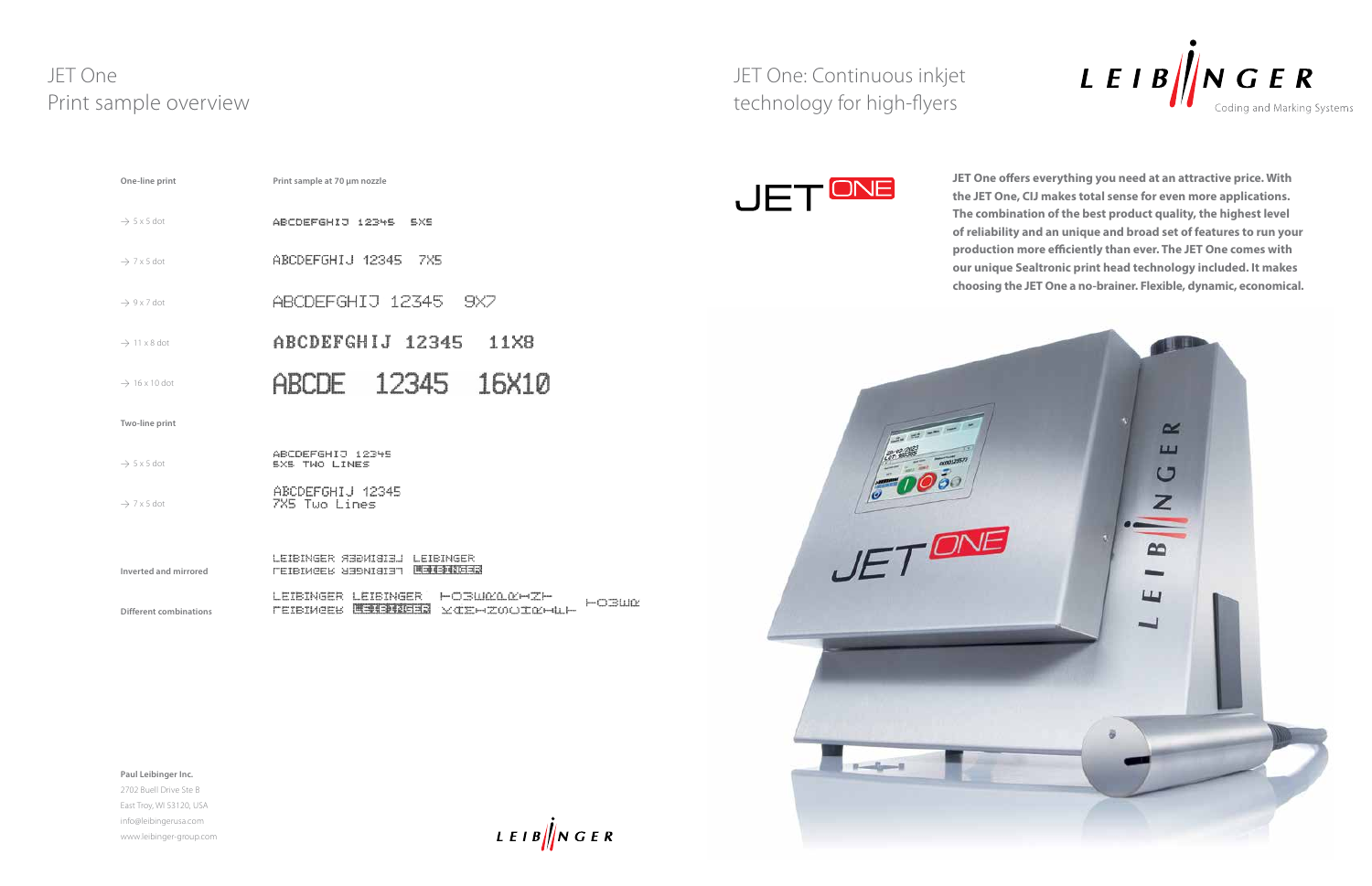# JET One
## Print sample overview

| One-line print | Print sample at 70 µm nozzle |
| --- | --- |
| → 5 x 5 dot | ABCDEFGHIJ 12345 5X5 |
| → 7 x 5 dot | ABCDEFGHIJ 12345 7X5 |
| → 9 x 7 dot | ABCDEFGHIJ 12345 9X7 |
| → 11 x 8 dot | ABCDEFGHIJ 12345 11X8 |
| → 16 x 10 dot | ABCDE 12345 16X10 |
| **Two-line print** | |
| → 5 x 5 dot | ABCDEFGHIJ 12345<br>5X5 TWO LINES |
| → 7 x 5 dot | ABCDEFGHIJ 12345<br>7X5 Two Lines |
| **Inverted and mirrored** | LEIBINGER REGNIBIEL LEIBINGER<br>LEIBINGER LEIBINGER LEIBINGER |
| **Different combinations** | LEIBINGER LEIBINGER LOWER<br>LEIBINGER LEIBINGER |

**Paul Leibinger Inc.**
2702 Buell Drive Ste B
East Troy, WI 53120, USA
info@leibingerusa.com
www.leibinger-group.com

LEIBINGER

# JET One: Continuous inkjet technology for high-flyers

LEIBINGER
Coding and Marking Systems

JET ONE

**JET One offers everything you need at an attractive price. With the JET One, CIJ makes total sense for even more applications. The combination of the best product quality, the highest level of reliability and an unique and broad set of features to run your production more efficiently than ever. The JET One comes with our unique Sealtronic print head technology included. It makes choosing the JET One a no-brainer. Flexible, dynamic, economical.**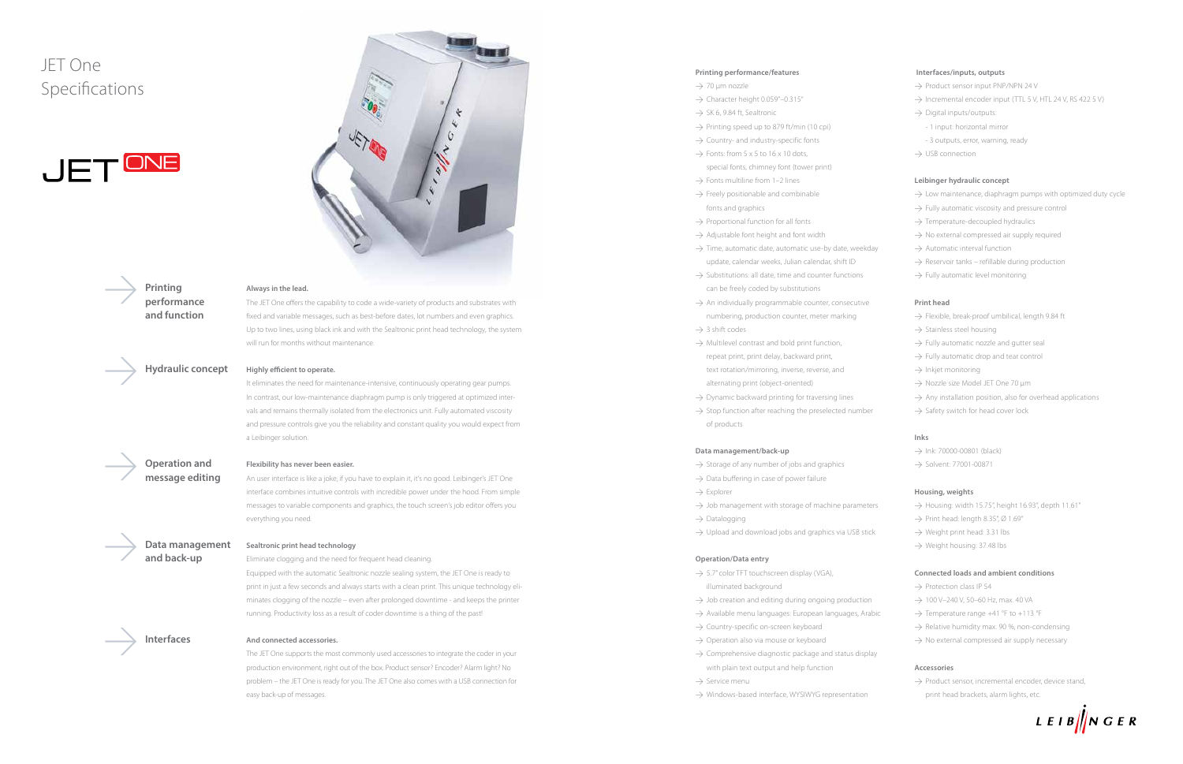# JET One Specifications

JET ONE

## Printing performance and function

**Always in the lead.**

The JET One offers the capability to code a wide-variety of products and substrates with fixed and variable messages, such as best-before dates, lot numbers and even graphics. Up to two lines, using black ink and with the Sealtronic print head technology, the system will run for months without maintenance.

## Hydraulic concept

**Highly efficient to operate.**

It eliminates the need for maintenance-intensive, continuously operating gear pumps. In contrast, our low-maintenance diaphragm pump is only triggered at optimized intervals and remains thermally isolated from the electronics unit. Fully automated viscosity and pressure controls give you the reliability and constant quality you would expect from a Leibinger solution.

## Operation and message editing

**Flexibility has never been easier.**

An user interface is like a joke; if you have to explain it, it's no good. Leibinger's JET One interface combines intuitive controls with incredible power under the hood. From simple messages to variable components and graphics, the touch screen's job editor offers you everything you need.

## Data management and back-up

**Sealtronic print head technology**

Eliminate clogging and the need for frequent head cleaning.

Equipped with the automatic Sealtronic nozzle sealing system, the JET One is ready to print in just a few seconds and always starts with a clean print. This unique technology eliminates clogging of the nozzle – even after prolonged downtime - and keeps the printer running. Productivity loss as a result of coder downtime is a thing of the past!

## Interfaces

**And connected accessories.**

The JET One supports the most commonly used accessories to integrate the coder in your production environment, right out of the box. Product sensor? Encoder? Alarm light? No problem – the JET One is ready for you. The JET One also comes with a USB connection for easy back-up of messages.

### Printing performance/features

→ 70 µm nozzle
→ Character height 0.059"–0.315"
→ SK 6, 9.84 ft, Sealtronic
→ Printing speed up to 879 ft/min (10 cpi)
→ Country- and industry-specific fonts
→ Fonts: from 5 x 5 to 16 x 10 dots, special fonts, chimney font (tower print)
→ Fonts multiline from 1–2 lines
→ Freely positionable and combinable fonts and graphics
→ Proportional function for all fonts
→ Adjustable font height and font width
→ Time, automatic date, automatic use-by date, weekday update, calendar weeks, Julian calendar, shift ID
→ Substitutions: all date, time and counter functions can be freely coded by substitutions
→ An individually programmable counter, consecutive numbering, production counter, meter marking
→ 3 shift codes
→ Multilevel contrast and bold print function, repeat print, print delay, backward print, text rotation/mirroring, inverse, reverse, and alternating print (object-oriented)
→ Dynamic backward printing for traversing lines
→ Stop function after reaching the preselected number of products

### Data management/back-up

→ Storage of any number of jobs and graphics
→ Data buffering in case of power failure
→ Explorer
→ Job management with storage of machine parameters
→ Datalogging
→ Upload and download jobs and graphics via USB stick

### Operation/Data entry

→ 5.7" color TFT touchscreen display (VGA), illuminated background
→ Job creation and editing during ongoing production
→ Available menu languages: European languages, Arabic
→ Country-specific on-screen keyboard
→ Operation also via mouse or keyboard
→ Comprehensive diagnostic package and status display with plain text output and help function
→ Service menu
→ Windows-based interface, WYSIWYG representation

### Interfaces/inputs, outputs

→ Product sensor input PNP/NPN 24 V
→ Incremental encoder input (TTL 5 V, HTL 24 V, RS 422 5 V)
→ Digital inputs/outputs:
- 1 input: horizontal mirror
- 3 outputs, error, warning, ready

→ USB connection

### Leibinger hydraulic concept

→ Low maintenance, diaphragm pumps with optimized duty cycle
→ Fully automatic viscosity and pressure control
→ Temperature-decoupled hydraulics
→ No external compressed air supply required
→ Automatic interval function
→ Reservoir tanks – refillable during production
→ Fully automatic level monitoring

### Print head

→ Flexible, break-proof umbilical, length 9.84 ft
→ Stainless steel housing
→ Fully automatic nozzle and gutter seal
→ Fully automatic drop and tear control
→ Inkjet monitoring
→ Nozzle size Model JET One 70 µm
→ Any installation position, also for overhead applications
→ Safety switch for head cover lock

### Inks

→ Ink: 70000-00801 (black)
→ Solvent: 77001-00871

### Housing, weights

→ Housing: width 15.75", height 16.93", depth 11.61"
→ Print head: length 8.35", Ø 1.69"
→ Weight print head: 3.31 lbs
→ Weight housing: 37.48 lbs

### Connected loads and ambient conditions

→ Protection class IP 54
→ 100 V–240 V, 50–60 Hz, max. 40 VA
→ Temperature range +41 °F to +113 °F
→ Relative humidity max. 90 %, non-condensing
→ No external compressed air supply necessary

### Accessories

→ Product sensor, incremental encoder, device stand, print head brackets, alarm lights, etc.

LEIBINGER